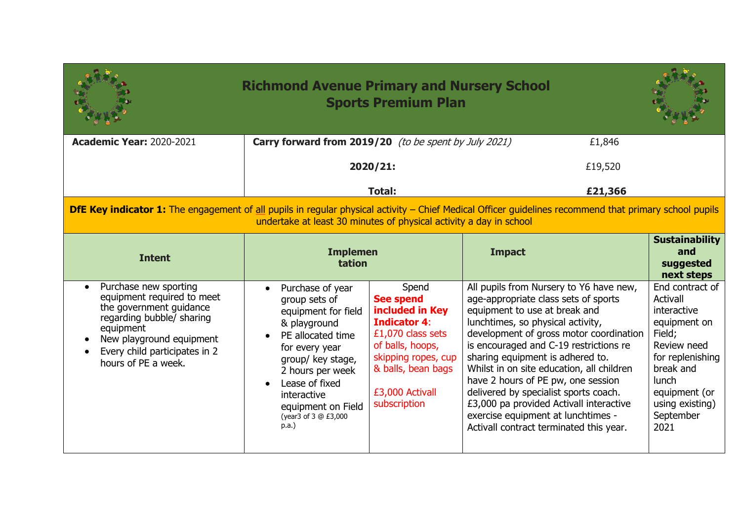# Richmond Avenue Primary and Nursery School
## Sports Premium Plan

| Academic Year: 2020-2021 | Carry forward from 2019/20 *(to be spent by July 2021)* | £1,846 |
|---|---|---|
| | 2020/21: | £19,520 |
| | **Total:** | **£21,366** |

**DfE Key indicator 1:** The engagement of all pupils in regular physical activity – Chief Medical Officer guidelines recommend that primary school pupils undertake at least 30 minutes of physical activity a day in school

| Intent | Implementation | | Impact | Sustainability and suggested next steps |
|---|---|---|---|---|
| • Purchase new sporting equipment required to meet the government guidance regarding bubble/ sharing equipment<br>• New playground equipment<br>• Every child participates in 2 hours of PE a week. | • Purchase of year group sets of equipment for field & playground<br>• PE allocated time for every year group/ key stage, 2 hours per week<br>• Lease of fixed interactive equipment on Field (year3 of 3 @ £3,000 p.a.) | Spend<br>**See spend included in Key Indicator 4**: £1,070 class sets of balls, hoops, skipping ropes, cup & balls, bean bags<br><br>£3,000 Activall subscription | All pupils from Nursery to Y6 have new, age-appropriate class sets of sports equipment to use at break and lunchtimes, so physical activity, development of gross motor coordination is encouraged and C-19 restrictions re sharing equipment is adhered to.<br>Whilst in on site education, all children have 2 hours of PE pw, one session delivered by specialist sports coach.<br>£3,000 pa provided Activall interactive exercise equipment at lunchtimes - Activall contract terminated this year. | End contract of Activall interactive equipment on Field;<br>Review need for replenishing break and lunch equipment (or using existing) September 2021 |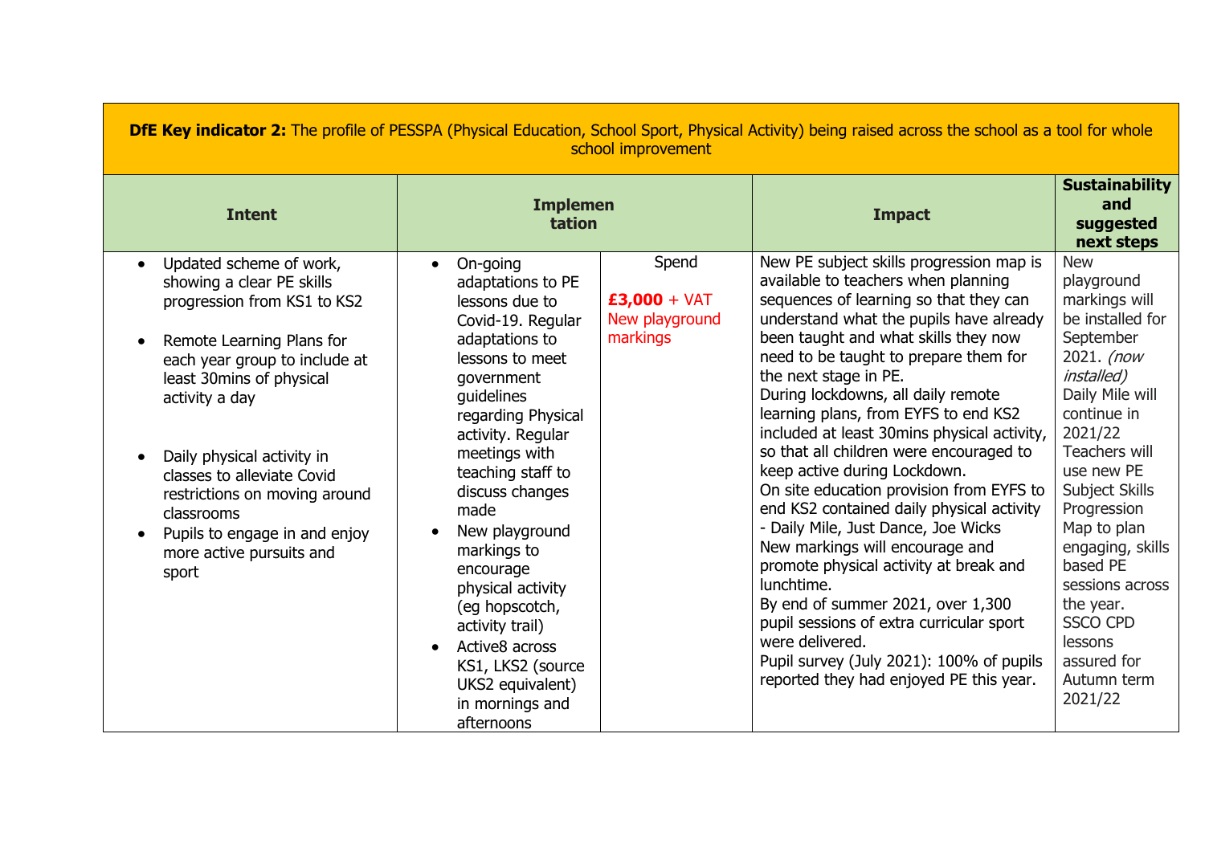| **DfE Key indicator 2:** The profile of PESSPA (Physical Education, School Sport, Physical Activity) being raised across the school as a tool for whole school improvement | | | | |
|---|---|---|---|---|
| **Intent** | **Implementation** | | **Impact** | **Sustainability and suggested next steps** |
| • Updated scheme of work, showing a clear PE skills progression from KS1 to KS2<br>• Remote Learning Plans for each year group to include at least 30mins of physical activity a day<br>• Daily physical activity in classes to alleviate Covid restrictions on moving around classrooms<br>• Pupils to engage in and enjoy more active pursuits and sport | • On-going adaptations to PE lessons due to Covid-19. Regular adaptations to lessons to meet government guidelines regarding Physical activity. Regular meetings with teaching staff to discuss changes made<br>• New playground markings to encourage physical activity (eg hopscotch, activity trail)<br>• Active8 across KS1, LKS2 (source UKS2 equivalent) in mornings and afternoons | Spend<br><br>**£3,000** + VAT New playground markings | New PE subject skills progression map is available to teachers when planning sequences of learning so that they can understand what the pupils have already been taught and what skills they now need to be taught to prepare them for the next stage in PE.<br>During lockdowns, all daily remote learning plans, from EYFS to end KS2 included at least 30mins physical activity, so that all children were encouraged to keep active during Lockdown.<br>On site education provision from EYFS to end KS2 contained daily physical activity - Daily Mile, Just Dance, Joe Wicks<br>New markings will encourage and promote physical activity at break and lunchtime.<br>By end of summer 2021, over 1,300 pupil sessions of extra curricular sport were delivered.<br>Pupil survey (July 2021): 100% of pupils reported they had enjoyed PE this year. | New playground markings will be installed for September 2021. *(now installed)*<br>Daily Mile will continue in 2021/22<br>Teachers will use new PE Subject Skills Progression Map to plan engaging, skills based PE sessions across the year.<br>SSCO CPD lessons assured for Autumn term 2021/22 |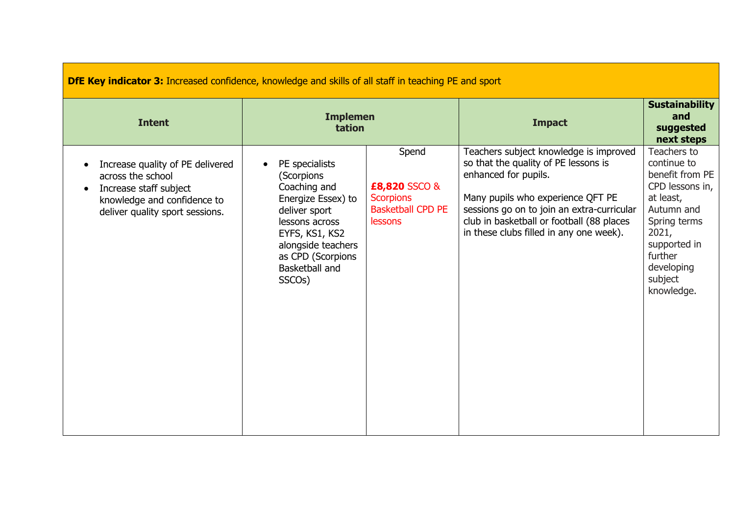| **DfE Key indicator 3:** Increased confidence, knowledge and skills of all staff in teaching PE and sport | | | | |
|---|---|---|---|---|
| **Intent** | **Implementation** | | **Impact** | **Sustainability and suggested next steps** |
| <ul><li>Increase quality of PE delivered across the school</li><li>Increase staff subject knowledge and confidence to deliver quality sport sessions.</li></ul> | <ul><li>PE specialists (Scorpions Coaching and Energize Essex) to deliver sport lessons across EYFS, KS1, KS2 alongside teachers as CPD (Scorpions Basketball and SSCOs)</li></ul> | Spend<br><br>**£8,820** SSCO & Scorpions Basketball CPD PE lessons | Teachers subject knowledge is improved so that the quality of PE lessons is enhanced for pupils.<br><br>Many pupils who experience QFT PE sessions go on to join an extra-curricular club in basketball or football (88 places in these clubs filled in any one week). | Teachers to continue to benefit from PE CPD lessons in, at least, Autumn and Spring terms 2021, supported in further developing subject knowledge. |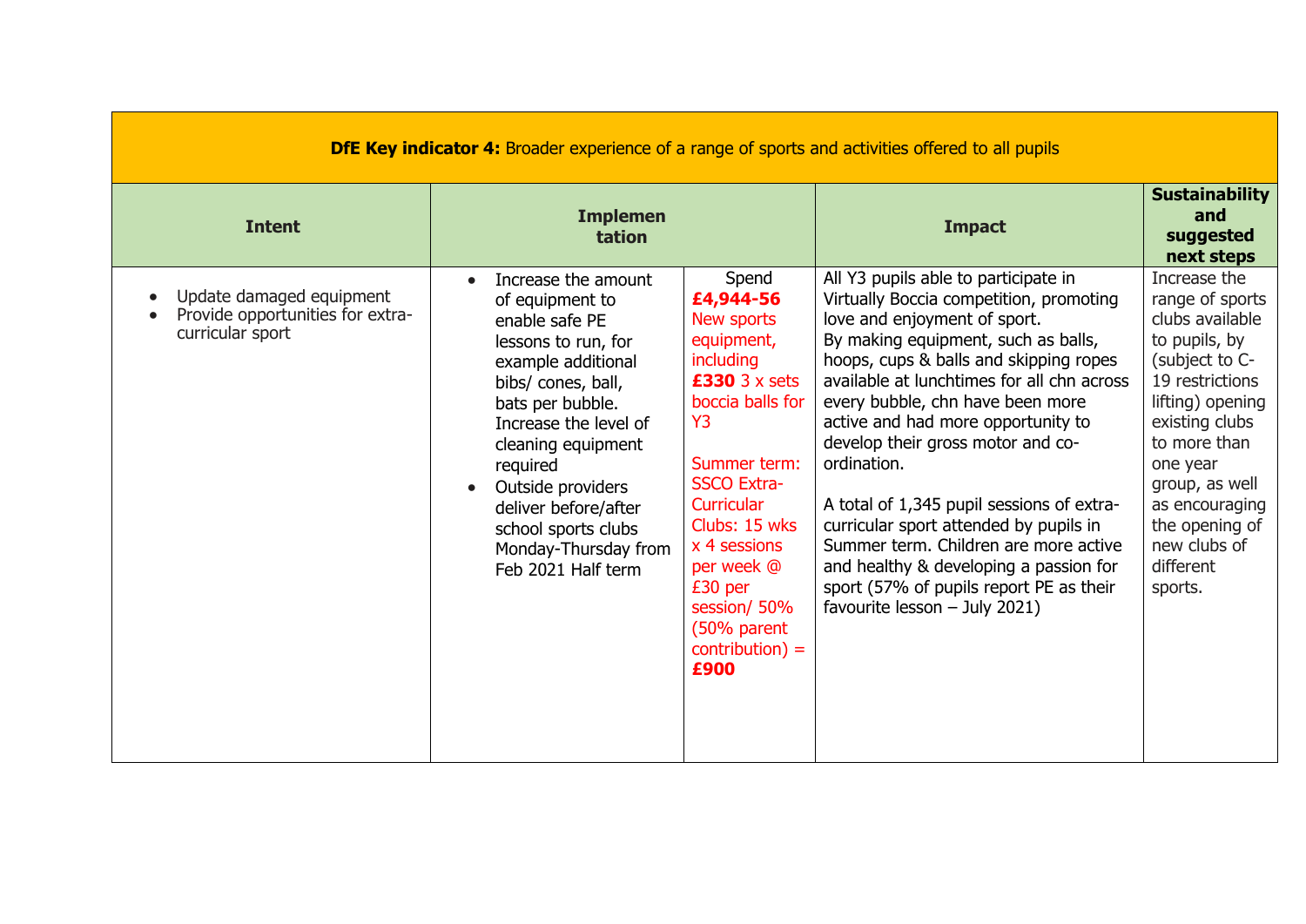| **DfE Key indicator 4:** Broader experience of a range of sports and activities offered to all pupils | | | | |
|---|---|---|---|---|
| **Intent** | **Implementation** | | **Impact** | **Sustainability and suggested next steps** |
| <ul><li>Update damaged equipment</li><li>Provide opportunities for extra-curricular sport</li></ul> | <ul><li>Increase the amount of equipment to enable safe PE lessons to run, for example additional bibs/ cones, ball, bats per bubble. Increase the level of cleaning equipment required</li><li>Outside providers deliver before/after school sports clubs Monday-Thursday from Feb 2021 Half term</li></ul> | Spend **£4,944-56** New sports equipment, including **£330** 3 x sets boccia balls for Y3<br><br>Summer term: SSCO Extra-Curricular Clubs: 15 wks x 4 sessions per week @ £30 per session/ 50% (50% parent contribution) = **£900** | All Y3 pupils able to participate in Virtually Boccia competition, promoting love and enjoyment of sport.<br>By making equipment, such as balls, hoops, cups & balls and skipping ropes available at lunchtimes for all chn across every bubble, chn have been more active and had more opportunity to develop their gross motor and co-ordination.<br><br>A total of 1,345 pupil sessions of extra-curricular sport attended by pupils in Summer term. Children are more active and healthy & developing a passion for sport (57% of pupils report PE as their favourite lesson – July 2021) | Increase the range of sports clubs available to pupils, by (subject to C-19 restrictions lifting) opening existing clubs to more than one year group, as well as encouraging the opening of new clubs of different sports. |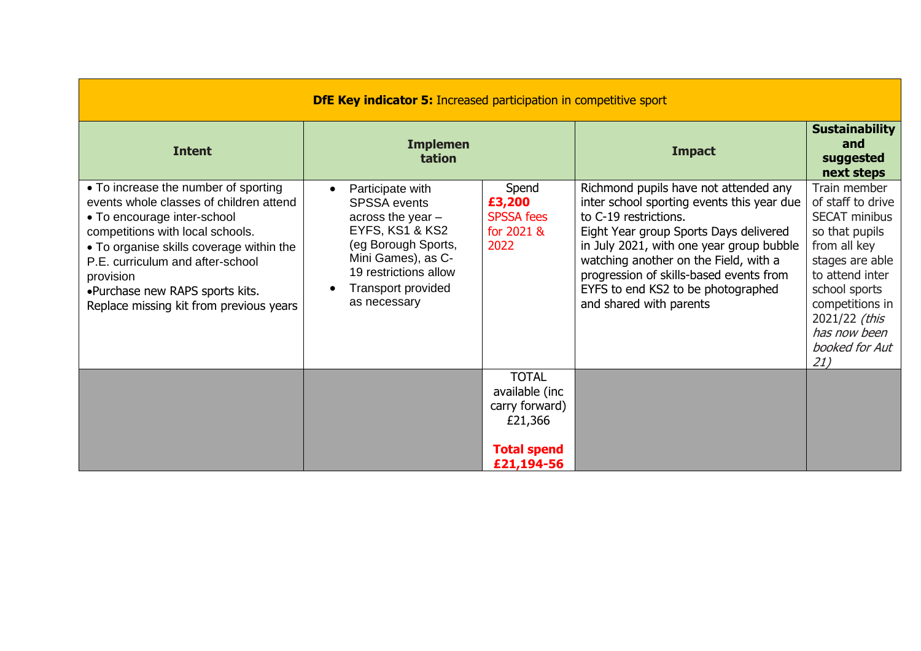| **DfE Key indicator 5:** Increased participation in competitive sport | | | | |
|---|---|---|---|---|
| **Intent** | **Implementation** | | **Impact** | **Sustainability and suggested next steps** |
| • To increase the number of sporting events whole classes of children attend<br>• To encourage inter-school competitions with local schools.<br>• To organise skills coverage within the P.E. curriculum and after-school provision<br>• Purchase new RAPS sports kits. Replace missing kit from previous years | • Participate with SPSSA events across the year – EYFS, KS1 & KS2 (eg Borough Sports, Mini Games), as C-19 restrictions allow<br>• Transport provided as necessary | Spend **£3,200** SPSSA fees for 2021 & 2022 | Richmond pupils have not attended any inter school sporting events this year due to C-19 restrictions.<br>Eight Year group Sports Days delivered in July 2021, with one year group bubble watching another on the Field, with a progression of skills-based events from EYFS to end KS2 to be photographed and shared with parents | Train member of staff to drive SECAT minibus so that pupils from all key stages are able to attend inter school sports competitions in 2021/22 *(this has now been booked for Aut 21)* |
| | | TOTAL available (inc carry forward) £21,366<br><br>**Total spend £21,194-56** | | |